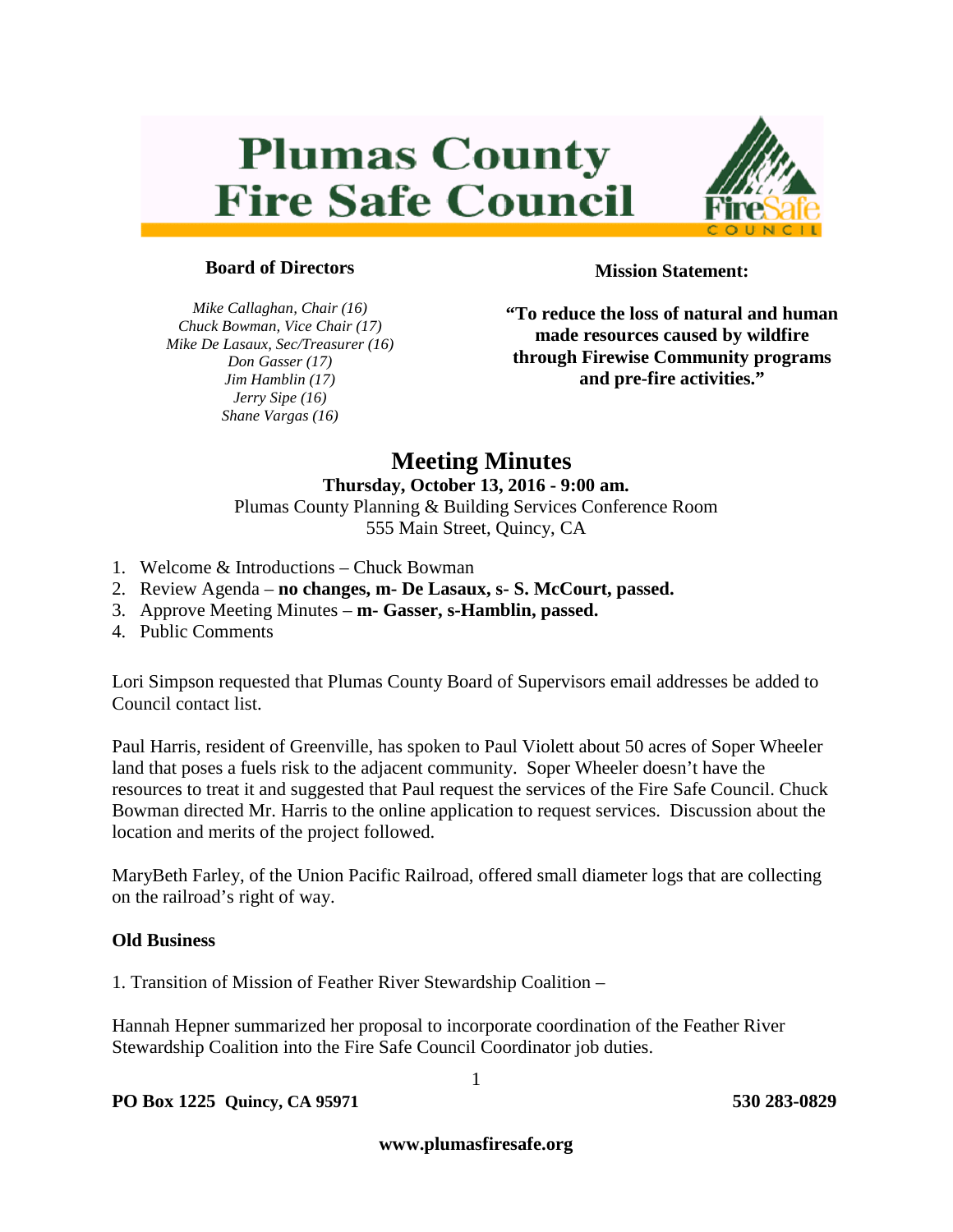# Plumas County Fire Safe Council

**Board of Directors**

*Mike Callaghan, Chair (16)*
*Chuck Bowman, Vice Chair (17)*
*Mike De Lasaux, Sec/Treasurer (16)*
*Don Gasser (17)*
*Jim Hamblin (17)*
*Jerry Sipe (16)*
*Shane Vargas (16)*

**Mission Statement:**

**"To reduce the loss of natural and human made resources caused by wildfire through Firewise Community programs and pre-fire activities."**

## Meeting Minutes

**Thursday, October 13, 2016 - 9:00 am.**
Plumas County Planning & Building Services Conference Room
555 Main Street, Quincy, CA

1. Welcome & Introductions – Chuck Bowman
2. Review Agenda – **no changes, m- De Lasaux, s- S. McCourt, passed.**
3. Approve Meeting Minutes – **m- Gasser, s-Hamblin, passed.**
4. Public Comments

Lori Simpson requested that Plumas County Board of Supervisors email addresses be added to Council contact list.

Paul Harris, resident of Greenville, has spoken to Paul Violett about 50 acres of Soper Wheeler land that poses a fuels risk to the adjacent community. Soper Wheeler doesn't have the resources to treat it and suggested that Paul request the services of the Fire Safe Council. Chuck Bowman directed Mr. Harris to the online application to request services. Discussion about the location and merits of the project followed.

MaryBeth Farley, of the Union Pacific Railroad, offered small diameter logs that are collecting on the railroad's right of way.

**Old Business**

1. Transition of Mission of Feather River Stewardship Coalition –

Hannah Hepner summarized her proposal to incorporate coordination of the Feather River Stewardship Coalition into the Fire Safe Council Coordinator job duties.

**PO Box 1225 Quincy, CA 95971** **530 283-0829**

**www.plumasfiresafe.org**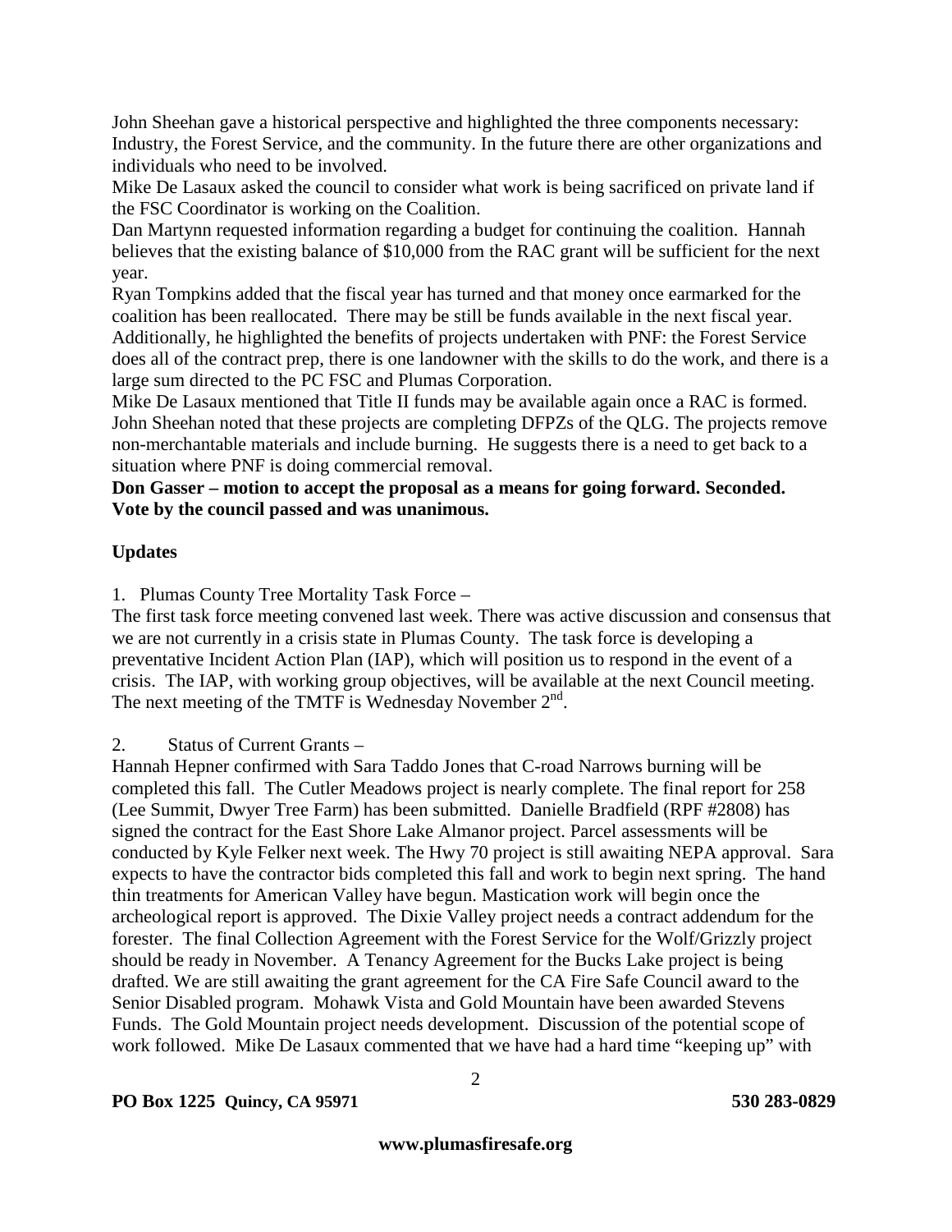John Sheehan gave a historical perspective and highlighted the three components necessary: Industry, the Forest Service, and the community. In the future there are other organizations and individuals who need to be involved.

Mike De Lasaux asked the council to consider what work is being sacrificed on private land if the FSC Coordinator is working on the Coalition.

Dan Martynn requested information regarding a budget for continuing the coalition. Hannah believes that the existing balance of $10,000 from the RAC grant will be sufficient for the next year.

Ryan Tompkins added that the fiscal year has turned and that money once earmarked for the coalition has been reallocated. There may be still be funds available in the next fiscal year. Additionally, he highlighted the benefits of projects undertaken with PNF: the Forest Service does all of the contract prep, there is one landowner with the skills to do the work, and there is a large sum directed to the PC FSC and Plumas Corporation.

Mike De Lasaux mentioned that Title II funds may be available again once a RAC is formed. John Sheehan noted that these projects are completing DFPZs of the QLG. The projects remove non-merchantable materials and include burning. He suggests there is a need to get back to a situation where PNF is doing commercial removal.

**Don Gasser – motion to accept the proposal as a means for going forward. Seconded. Vote by the council passed and was unanimous.**

**Updates**

1. Plumas County Tree Mortality Task Force –

The first task force meeting convened last week. There was active discussion and consensus that we are not currently in a crisis state in Plumas County. The task force is developing a preventative Incident Action Plan (IAP), which will position us to respond in the event of a crisis. The IAP, with working group objectives, will be available at the next Council meeting. The next meeting of the TMTF is Wednesday November 2nd.

2. Status of Current Grants –

Hannah Hepner confirmed with Sara Taddo Jones that C-road Narrows burning will be completed this fall. The Cutler Meadows project is nearly complete. The final report for 258 (Lee Summit, Dwyer Tree Farm) has been submitted. Danielle Bradfield (RPF #2808) has signed the contract for the East Shore Lake Almanor project. Parcel assessments will be conducted by Kyle Felker next week. The Hwy 70 project is still awaiting NEPA approval. Sara expects to have the contractor bids completed this fall and work to begin next spring. The hand thin treatments for American Valley have begun. Mastication work will begin once the archeological report is approved. The Dixie Valley project needs a contract addendum for the forester. The final Collection Agreement with the Forest Service for the Wolf/Grizzly project should be ready in November. A Tenancy Agreement for the Bucks Lake project is being drafted. We are still awaiting the grant agreement for the CA Fire Safe Council award to the Senior Disabled program. Mohawk Vista and Gold Mountain have been awarded Stevens Funds. The Gold Mountain project needs development. Discussion of the potential scope of work followed. Mike De Lasaux commented that we have had a hard time "keeping up" with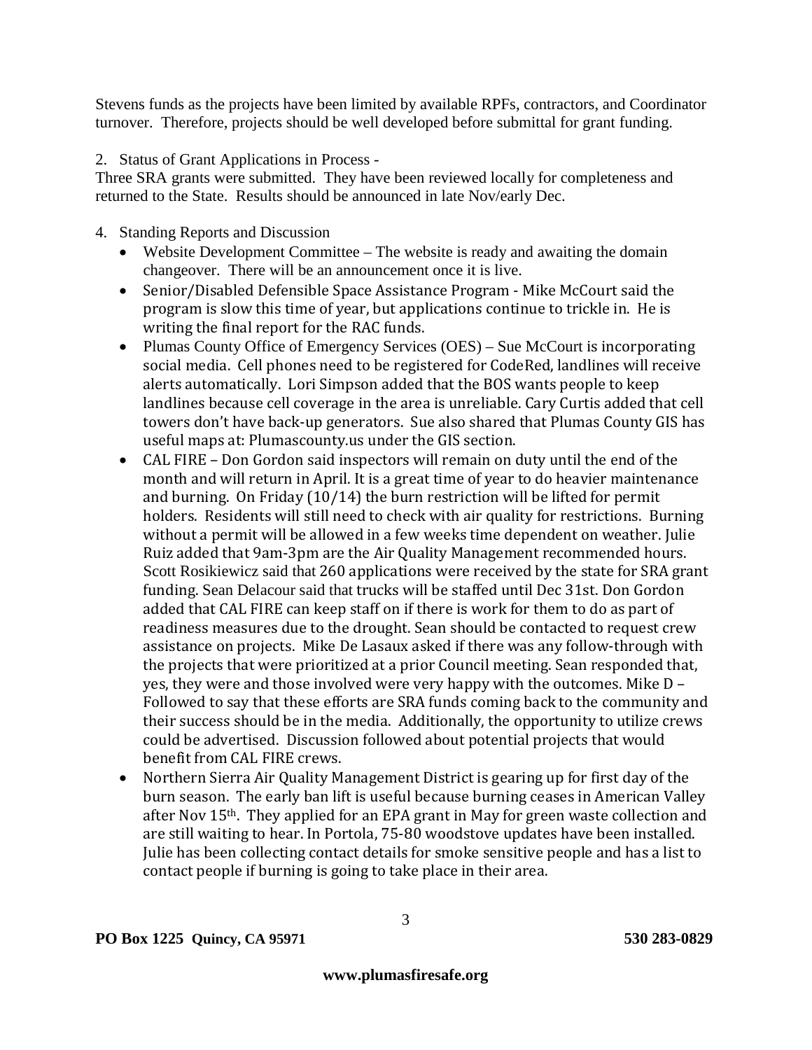Stevens funds as the projects have been limited by available RPFs, contractors, and Coordinator turnover. Therefore, projects should be well developed before submittal for grant funding.

2. Status of Grant Applications in Process -

Three SRA grants were submitted. They have been reviewed locally for completeness and returned to the State. Results should be announced in late Nov/early Dec.

4. Standing Reports and Discussion
   - Website Development Committee – The website is ready and awaiting the domain changeover. There will be an announcement once it is live.
   - Senior/Disabled Defensible Space Assistance Program - Mike McCourt said the program is slow this time of year, but applications continue to trickle in. He is writing the final report for the RAC funds.
   - Plumas County Office of Emergency Services (OES) – Sue McCourt is incorporating social media. Cell phones need to be registered for CodeRed, landlines will receive alerts automatically. Lori Simpson added that the BOS wants people to keep landlines because cell coverage in the area is unreliable. Cary Curtis added that cell towers don't have back-up generators. Sue also shared that Plumas County GIS has useful maps at: Plumascounty.us under the GIS section.
   - CAL FIRE – Don Gordon said inspectors will remain on duty until the end of the month and will return in April. It is a great time of year to do heavier maintenance and burning. On Friday (10/14) the burn restriction will be lifted for permit holders. Residents will still need to check with air quality for restrictions. Burning without a permit will be allowed in a few weeks time dependent on weather. Julie Ruiz added that 9am-3pm are the Air Quality Management recommended hours. Scott Rosikiewicz said that 260 applications were received by the state for SRA grant funding. Sean Delacour said that trucks will be staffed until Dec 31st. Don Gordon added that CAL FIRE can keep staff on if there is work for them to do as part of readiness measures due to the drought. Sean should be contacted to request crew assistance on projects. Mike De Lasaux asked if there was any follow-through with the projects that were prioritized at a prior Council meeting. Sean responded that, yes, they were and those involved were very happy with the outcomes. Mike D – Followed to say that these efforts are SRA funds coming back to the community and their success should be in the media. Additionally, the opportunity to utilize crews could be advertised. Discussion followed about potential projects that would benefit from CAL FIRE crews.
   - Northern Sierra Air Quality Management District is gearing up for first day of the burn season. The early ban lift is useful because burning ceases in American Valley after Nov 15th. They applied for an EPA grant in May for green waste collection and are still waiting to hear. In Portola, 75-80 woodstove updates have been installed. Julie has been collecting contact details for smoke sensitive people and has a list to contact people if burning is going to take place in their area.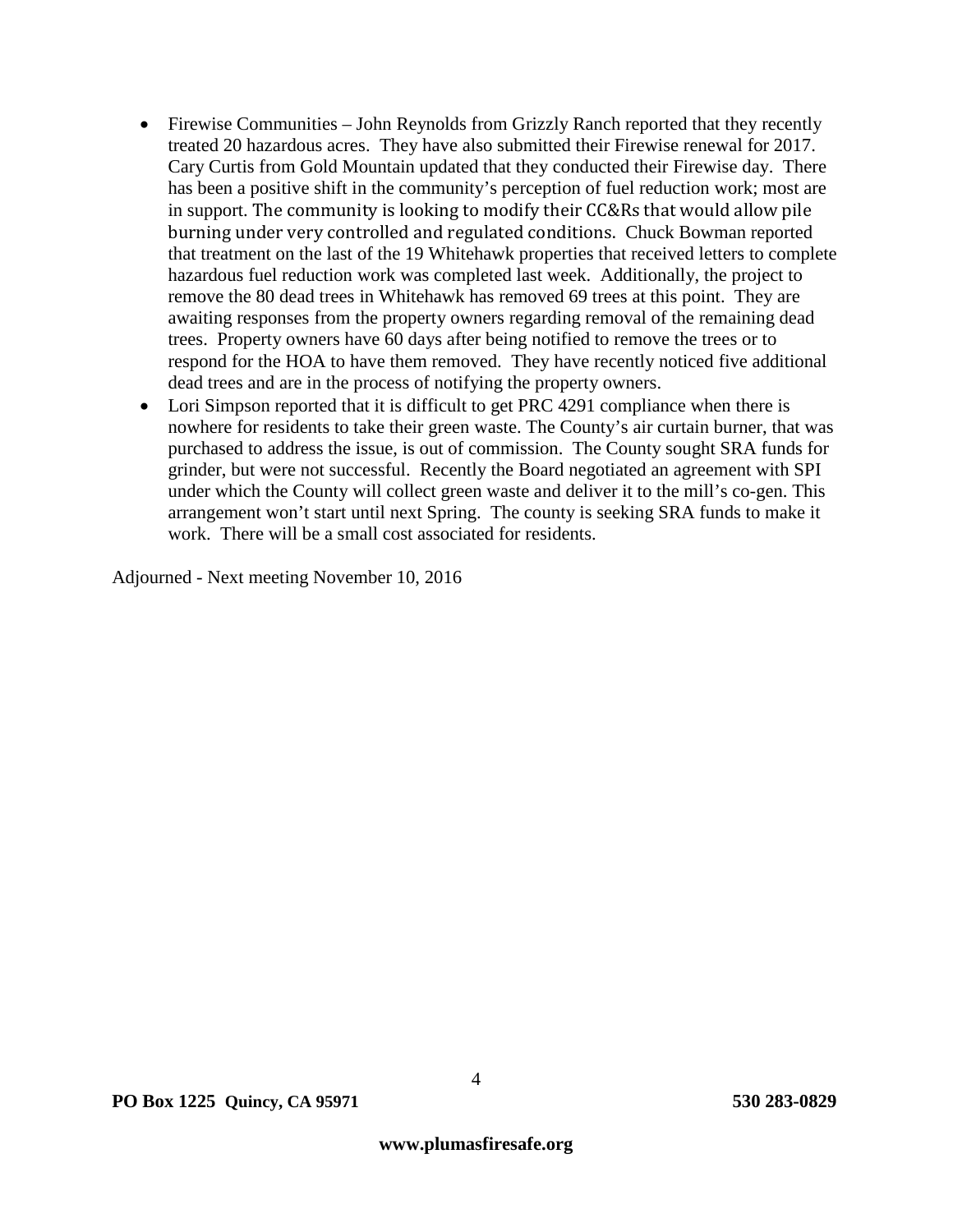- Firewise Communities – John Reynolds from Grizzly Ranch reported that they recently treated 20 hazardous acres. They have also submitted their Firewise renewal for 2017. Cary Curtis from Gold Mountain updated that they conducted their Firewise day. There has been a positive shift in the community's perception of fuel reduction work; most are in support. The community is looking to modify their CC&Rs that would allow pile burning under very controlled and regulated conditions. Chuck Bowman reported that treatment on the last of the 19 Whitehawk properties that received letters to complete hazardous fuel reduction work was completed last week. Additionally, the project to remove the 80 dead trees in Whitehawk has removed 69 trees at this point. They are awaiting responses from the property owners regarding removal of the remaining dead trees. Property owners have 60 days after being notified to remove the trees or to respond for the HOA to have them removed. They have recently noticed five additional dead trees and are in the process of notifying the property owners.
- Lori Simpson reported that it is difficult to get PRC 4291 compliance when there is nowhere for residents to take their green waste. The County's air curtain burner, that was purchased to address the issue, is out of commission. The County sought SRA funds for grinder, but were not successful. Recently the Board negotiated an agreement with SPI under which the County will collect green waste and deliver it to the mill's co-gen. This arrangement won't start until next Spring. The county is seeking SRA funds to make it work. There will be a small cost associated for residents.

Adjourned - Next meeting November 10, 2016

**PO Box 1225 Quincy, CA 95971** **530 283-0829**

**www.plumasfiresafe.org**